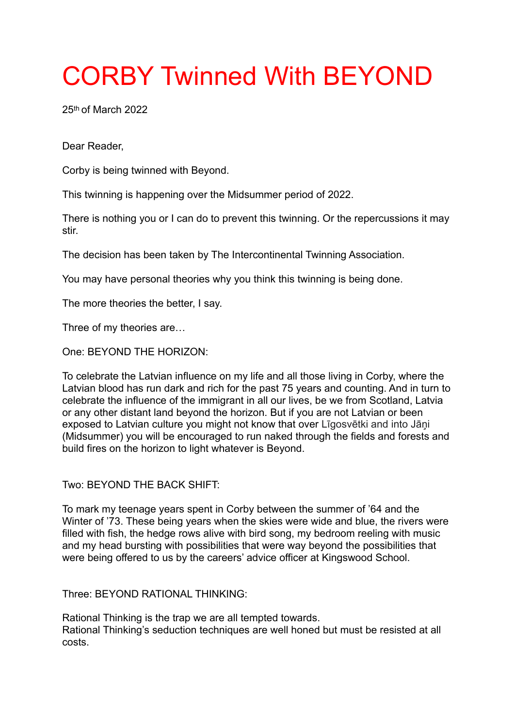# CORBY Twinned With BEYOND

25th of March 2022

Dear Reader,

Corby is being twinned with Beyond.

This twinning is happening over the Midsummer period of 2022.

There is nothing you or I can do to prevent this twinning. Or the repercussions it may stir.

The decision has been taken by The Intercontinental Twinning Association.

You may have personal theories why you think this twinning is being done.

The more theories the better, I say.

Three of my theories are…

One: BEYOND THE HORIZON:

To celebrate the Latvian influence on my life and all those living in Corby, where the Latvian blood has run dark and rich for the past 75 years and counting. And in turn to celebrate the influence of the immigrant in all our lives, be we from Scotland, Latvia or any other distant land beyond the horizon. But if you are not Latvian or been exposed to Latvian culture you might not know that over Līgosvētki and into Jāņi (Midsummer) you will be encouraged to run naked through the fields and forests and build fires on the horizon to light whatever is Beyond.

Two: BEYOND THE BACK SHIFT:

To mark my teenage years spent in Corby between the summer of '64 and the Winter of '73. These being years when the skies were wide and blue, the rivers were filled with fish, the hedge rows alive with bird song, my bedroom reeling with music and my head bursting with possibilities that were way beyond the possibilities that were being offered to us by the careers' advice officer at Kingswood School.

Three: BEYOND RATIONAL THINKING:

Rational Thinking is the trap we are all tempted towards.
Rational Thinking's seduction techniques are well honed but must be resisted at all costs.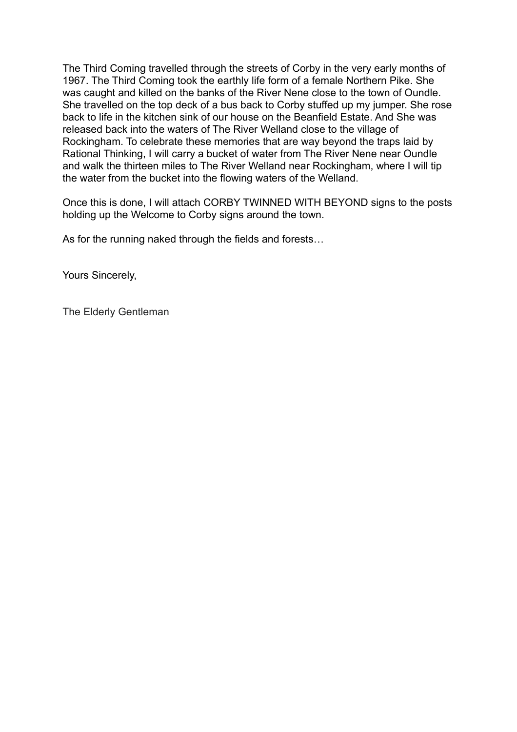The Third Coming travelled through the streets of Corby in the very early months of 1967. The Third Coming took the earthly life form of a female Northern Pike. She was caught and killed on the banks of the River Nene close to the town of Oundle. She travelled on the top deck of a bus back to Corby stuffed up my jumper. She rose back to life in the kitchen sink of our house on the Beanfield Estate. And She was released back into the waters of The River Welland close to the village of Rockingham. To celebrate these memories that are way beyond the traps laid by Rational Thinking, I will carry a bucket of water from The River Nene near Oundle and walk the thirteen miles to The River Welland near Rockingham, where I will tip the water from the bucket into the flowing waters of the Welland.

Once this is done, I will attach CORBY TWINNED WITH BEYOND signs to the posts holding up the Welcome to Corby signs around the town.

As for the running naked through the fields and forests…

Yours Sincerely,

The Elderly Gentleman